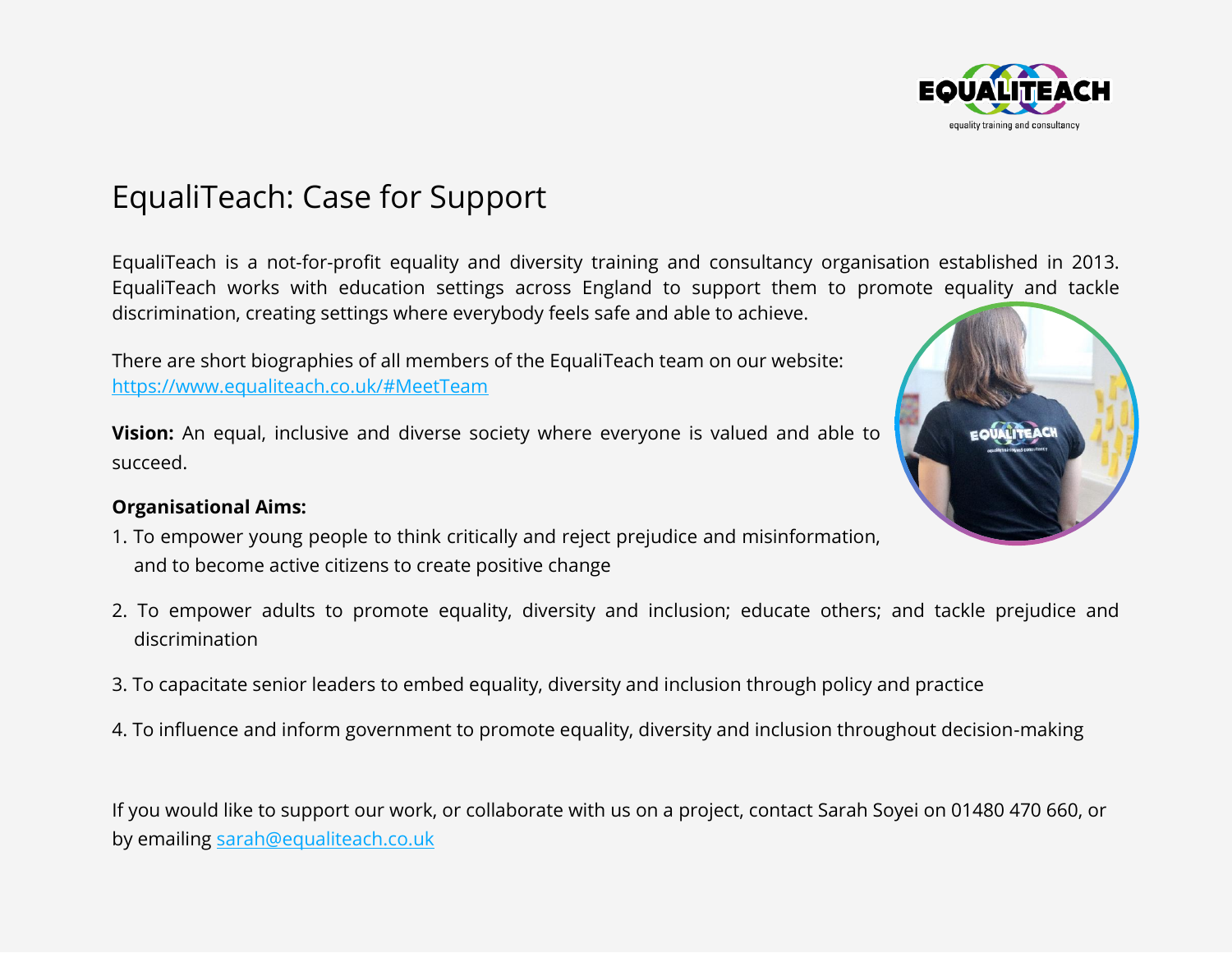# EqualiTeach: Case for Support

EqualiTeach is a not-for-profit equality and diversity training and consultancy organisation established in 2013. EqualiTeach works with education settings across England to support them to promote equality and tackle discrimination, creating settings where everybody feels safe and able to achieve.

There are short biographies of all members of the EqualiTeach team on our website: https://www.equaliteach.co.uk/#MeetTeam

**Vision:** An equal, inclusive and diverse society where everyone is valued and able to succeed.

**Organisational Aims:**

1. To empower young people to think critically and reject prejudice and misinformation, and to become active citizens to create positive change
2. To empower adults to promote equality, diversity and inclusion; educate others; and tackle prejudice and discrimination
3. To capacitate senior leaders to embed equality, diversity and inclusion through policy and practice
4. To influence and inform government to promote equality, diversity and inclusion throughout decision-making

If you would like to support our work, or collaborate with us on a project, contact Sarah Soyei on 01480 470 660, or by emailing sarah@equaliteach.co.uk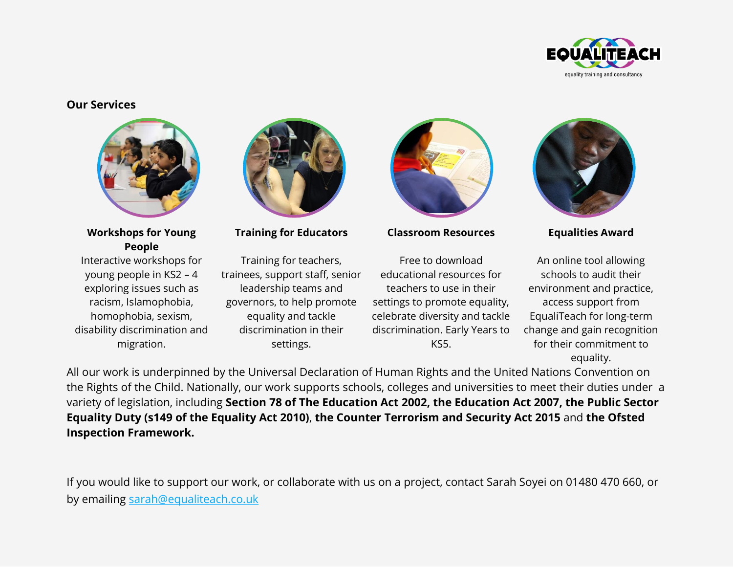## Our Services

### Workshops for Young People

Interactive workshops for young people in KS2 – 4 exploring issues such as racism, Islamophobia, homophobia, sexism, disability discrimination and migration.

### Training for Educators

Training for teachers, trainees, support staff, senior leadership teams and governors, to help promote equality and tackle discrimination in their settings.

### Classroom Resources

Free to download educational resources for teachers to use in their settings to promote equality, celebrate diversity and tackle discrimination. Early Years to KS5.

### Equalities Award

An online tool allowing schools to audit their environment and practice, access support from EqualiTeach for long-term change and gain recognition for their commitment to equality.

All our work is underpinned by the Universal Declaration of Human Rights and the United Nations Convention on the Rights of the Child. Nationally, our work supports schools, colleges and universities to meet their duties under a variety of legislation, including **Section 78 of The Education Act 2002, the Education Act 2007, the Public Sector Equality Duty (s149 of the Equality Act 2010)**, **the Counter Terrorism and Security Act 2015** and **the Ofsted Inspection Framework.**

If you would like to support our work, or collaborate with us on a project, contact Sarah Soyei on 01480 470 660, or by emailing sarah@equaliteach.co.uk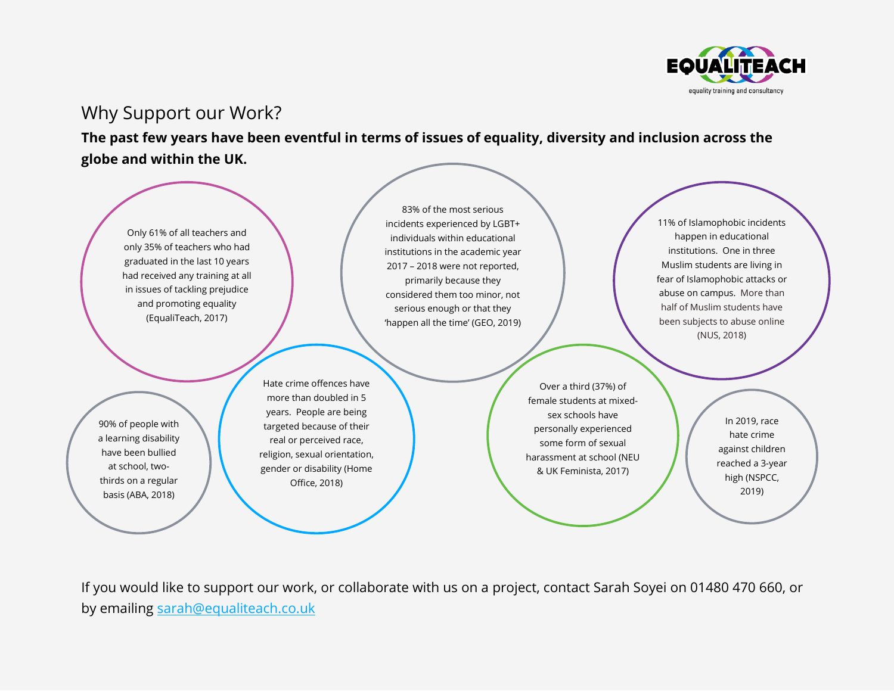EQUALITEACH

equality training and consultancy

## Why Support our Work?

**The past few years have been eventful in terms of issues of equality, diversity and inclusion across the globe and within the UK.**

Only 61% of all teachers and only 35% of teachers who had graduated in the last 10 years had received any training at all in issues of tackling prejudice and promoting equality (EqualiTeach, 2017)

83% of the most serious incidents experienced by LGBT+ individuals within educational institutions in the academic year 2017 – 2018 were not reported, primarily because they considered them too minor, not serious enough or that they 'happen all the time' (GEO, 2019)

11% of Islamophobic incidents happen in educational institutions. One in three Muslim students are living in fear of Islamophobic attacks or abuse on campus. More than half of Muslim students have been subjects to abuse online (NUS, 2018)

90% of people with a learning disability have been bullied at school, two-thirds on a regular basis (ABA, 2018)

Hate crime offences have more than doubled in 5 years. People are being targeted because of their real or perceived race, religion, sexual orientation, gender or disability (Home Office, 2018)

Over a third (37%) of female students at mixed-sex schools have personally experienced some form of sexual harassment at school (NEU & UK Feminista, 2017)

In 2019, race hate crime against children reached a 3-year high (NSPCC, 2019)

If you would like to support our work, or collaborate with us on a project, contact Sarah Soyei on 01480 470 660, or by emailing [sarah@equaliteach.co.uk](mailto:sarah@equaliteach.co.uk)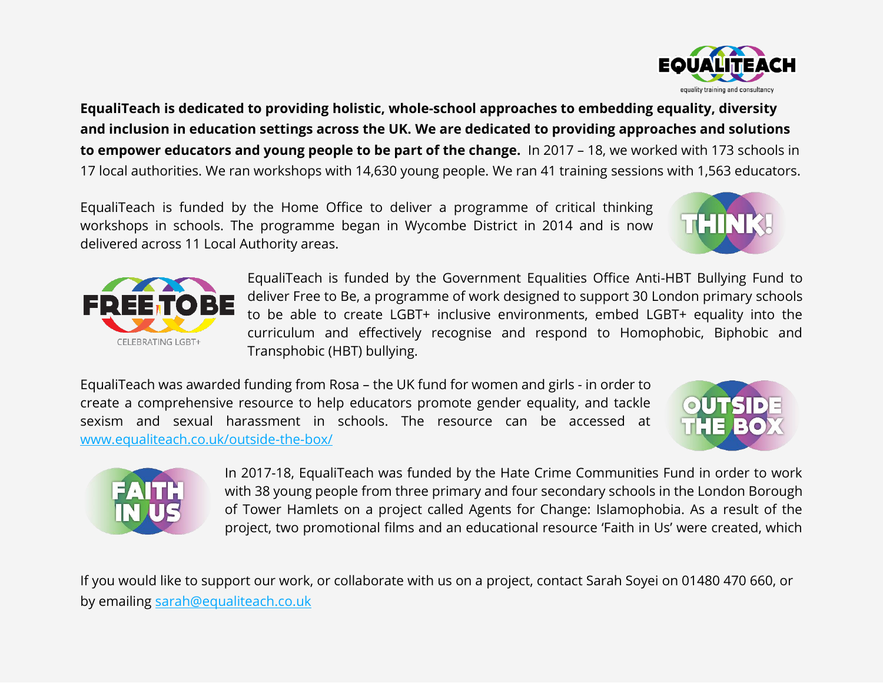**EqualiTeach is dedicated to providing holistic, whole-school approaches to embedding equality, diversity and inclusion in education settings across the UK. We are dedicated to providing approaches and solutions to empower educators and young people to be part of the change.** In 2017 – 18, we worked with 173 schools in 17 local authorities. We ran workshops with 14,630 young people. We ran 41 training sessions with 1,563 educators.

EqualiTeach is funded by the Home Office to deliver a programme of critical thinking workshops in schools. The programme began in Wycombe District in 2014 and is now delivered across 11 Local Authority areas.

EqualiTeach is funded by the Government Equalities Office Anti-HBT Bullying Fund to deliver Free to Be, a programme of work designed to support 30 London primary schools to be able to create LGBT+ inclusive environments, embed LGBT+ equality into the curriculum and effectively recognise and respond to Homophobic, Biphobic and Transphobic (HBT) bullying.

EqualiTeach was awarded funding from Rosa – the UK fund for women and girls - in order to create a comprehensive resource to help educators promote gender equality, and tackle sexism and sexual harassment in schools. The resource can be accessed at www.equaliteach.co.uk/outside-the-box/

In 2017-18, EqualiTeach was funded by the Hate Crime Communities Fund in order to work with 38 young people from three primary and four secondary schools in the London Borough of Tower Hamlets on a project called Agents for Change: Islamophobia. As a result of the project, two promotional films and an educational resource 'Faith in Us' were created, which

If you would like to support our work, or collaborate with us on a project, contact Sarah Soyei on 01480 470 660, or by emailing sarah@equaliteach.co.uk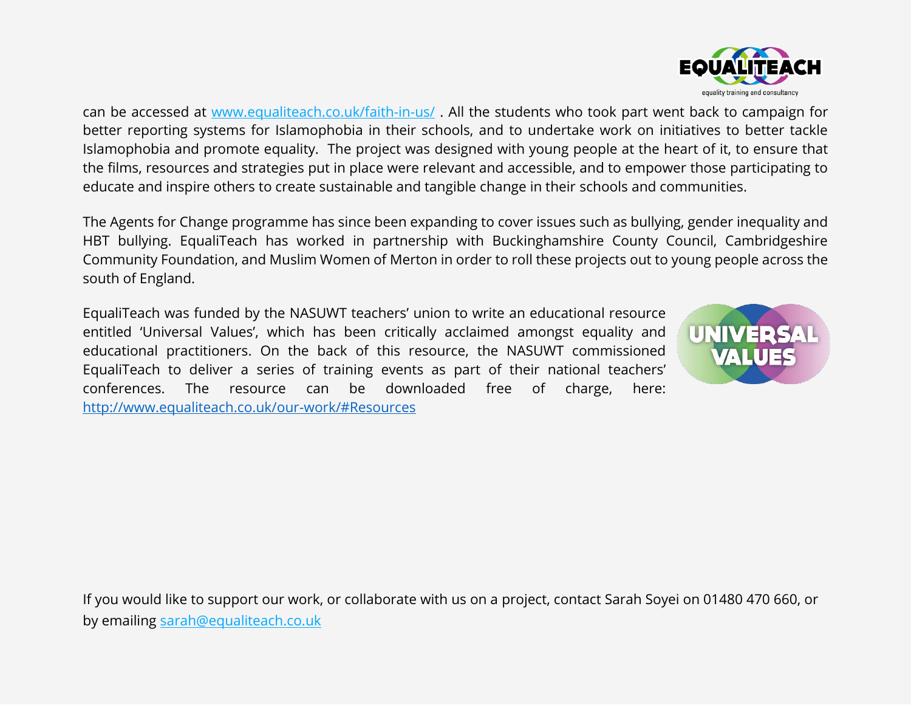can be accessed at [www.equaliteach.co.uk/faith-in-us/](http://www.equaliteach.co.uk/faith-in-us/) . All the students who took part went back to campaign for better reporting systems for Islamophobia in their schools, and to undertake work on initiatives to better tackle Islamophobia and promote equality. The project was designed with young people at the heart of it, to ensure that the films, resources and strategies put in place were relevant and accessible, and to empower those participating to educate and inspire others to create sustainable and tangible change in their schools and communities.

The Agents for Change programme has since been expanding to cover issues such as bullying, gender inequality and HBT bullying. EqualiTeach has worked in partnership with Buckinghamshire County Council, Cambridgeshire Community Foundation, and Muslim Women of Merton in order to roll these projects out to young people across the south of England.

EqualiTeach was funded by the NASUWT teachers' union to write an educational resource entitled 'Universal Values', which has been critically acclaimed amongst equality and educational practitioners. On the back of this resource, the NASUWT commissioned EqualiTeach to deliver a series of training events as part of their national teachers' conferences. The resource can be downloaded free of charge, here: [http://www.equaliteach.co.uk/our-work/#Resources](http://www.equaliteach.co.uk/our-work/#Resources)

If you would like to support our work, or collaborate with us on a project, contact Sarah Soyei on 01480 470 660, or by emailing [sarah@equaliteach.co.uk](mailto:sarah@equaliteach.co.uk)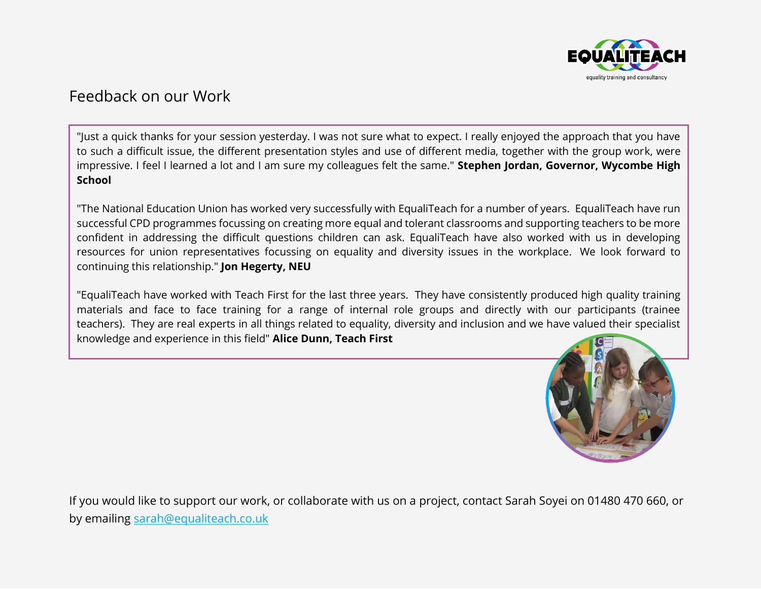# Feedback on our Work

"Just a quick thanks for your session yesterday. I was not sure what to expect. I really enjoyed the approach that you have to such a difficult issue, the different presentation styles and use of different media, together with the group work, were impressive. I feel I learned a lot and I am sure my colleagues felt the same." **Stephen Jordan, Governor, Wycombe High School**

"The National Education Union has worked very successfully with EqualiTeach for a number of years. EqualiTeach have run successful CPD programmes focussing on creating more equal and tolerant classrooms and supporting teachers to be more confident in addressing the difficult questions children can ask. EqualiTeach have also worked with us in developing resources for union representatives focussing on equality and diversity issues in the workplace. We look forward to continuing this relationship." **Jon Hegerty, NEU**

"EqualiTeach have worked with Teach First for the last three years. They have consistently produced high quality training materials and face to face training for a range of internal role groups and directly with our participants (trainee teachers). They are real experts in all things related to equality, diversity and inclusion and we have valued their specialist knowledge and experience in this field" **Alice Dunn, Teach First**

If you would like to support our work, or collaborate with us on a project, contact Sarah Soyei on 01480 470 660, or by emailing [sarah@equaliteach.co.uk](mailto:sarah@equaliteach.co.uk)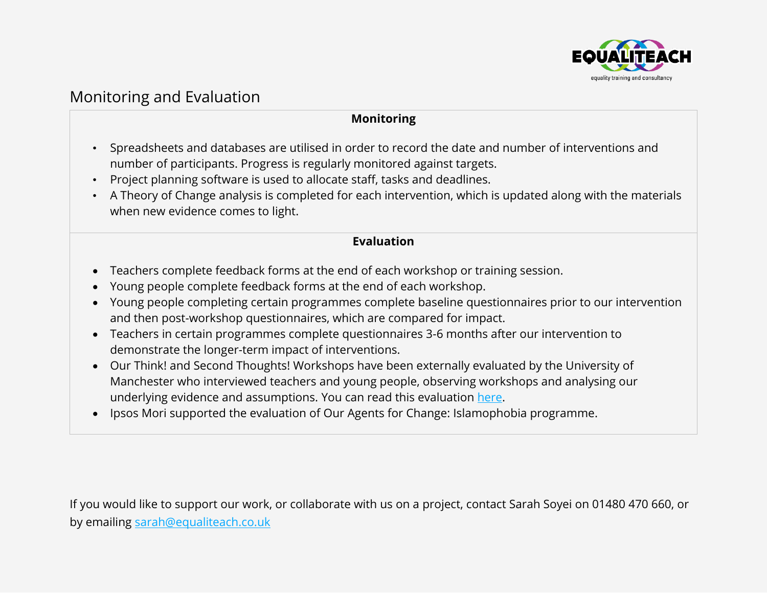# Monitoring and Evaluation

### Monitoring

- Spreadsheets and databases are utilised in order to record the date and number of interventions and number of participants. Progress is regularly monitored against targets.
- Project planning software is used to allocate staff, tasks and deadlines.
- A Theory of Change analysis is completed for each intervention, which is updated along with the materials when new evidence comes to light.

### Evaluation

- Teachers complete feedback forms at the end of each workshop or training session.
- Young people complete feedback forms at the end of each workshop.
- Young people completing certain programmes complete baseline questionnaires prior to our intervention and then post-workshop questionnaires, which are compared for impact.
- Teachers in certain programmes complete questionnaires 3-6 months after our intervention to demonstrate the longer-term impact of interventions.
- Our Think! and Second Thoughts! Workshops have been externally evaluated by the University of Manchester who interviewed teachers and young people, observing workshops and analysing our underlying evidence and assumptions. You can read this evaluation here.
- Ipsos Mori supported the evaluation of Our Agents for Change: Islamophobia programme.

If you would like to support our work, or collaborate with us on a project, contact Sarah Soyei on 01480 470 660, or by emailing sarah@equaliteach.co.uk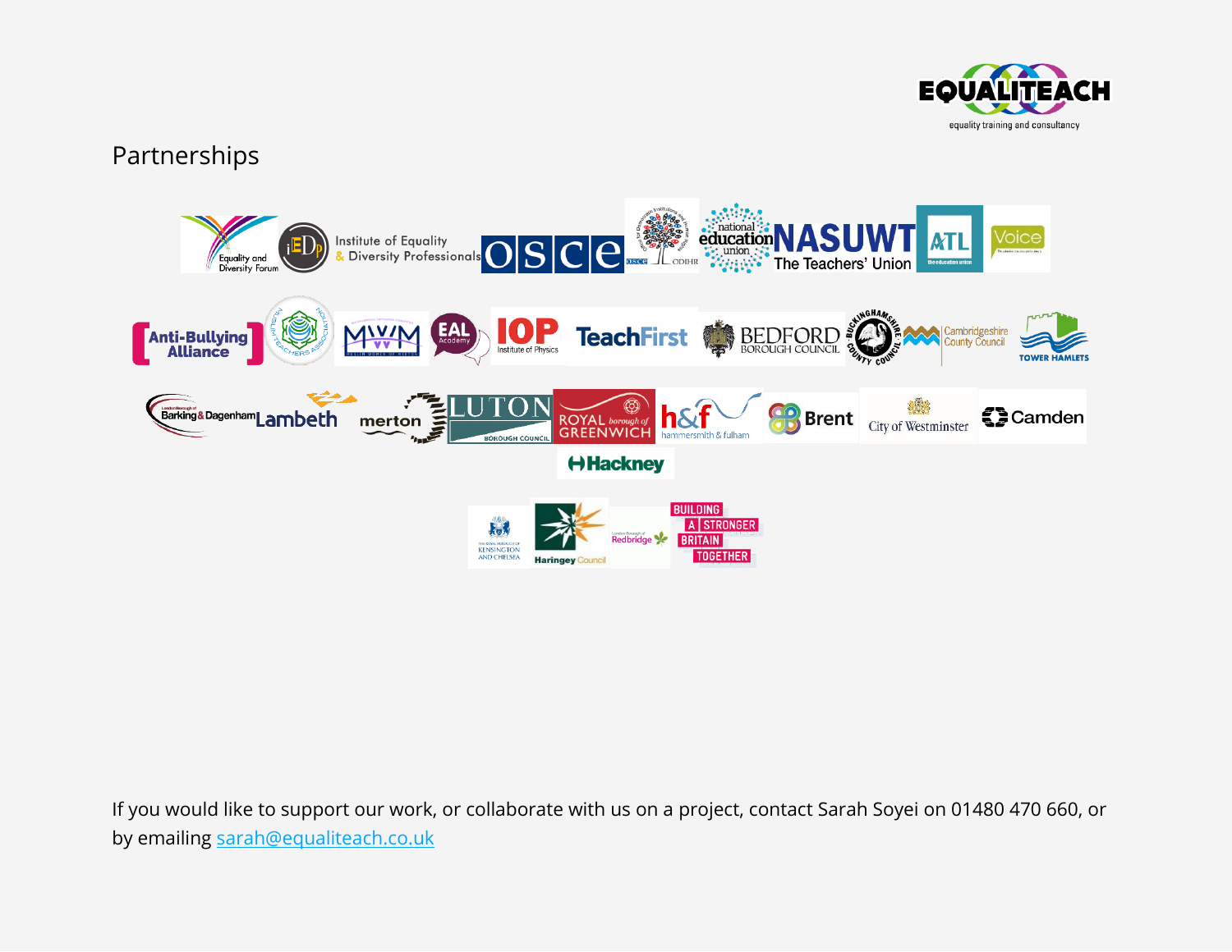## Partnerships

If you would like to support our work, or collaborate with us on a project, contact Sarah Soyei on 01480 470 660, or by emailing sarah@equaliteach.co.uk